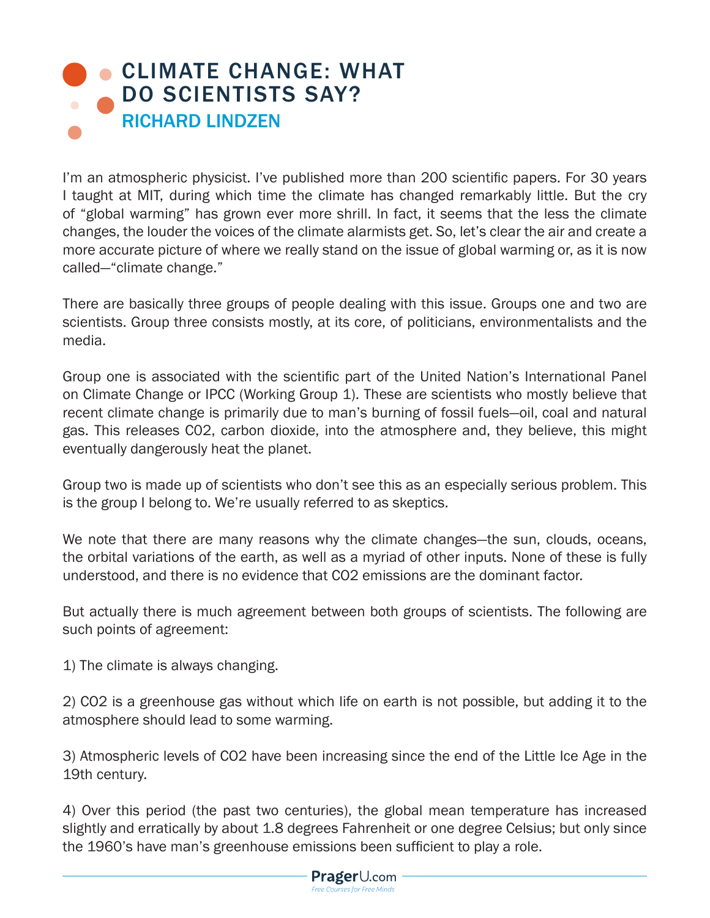# CLIMATE CHANGE: WHAT DO SCIENTISTS SAY?

## RICHARD LINDZEN

I'm an atmospheric physicist. I've published more than 200 scientific papers. For 30 years I taught at MIT, during which time the climate has changed remarkably little. But the cry of "global warming" has grown ever more shrill. In fact, it seems that the less the climate changes, the louder the voices of the climate alarmists get. So, let's clear the air and create a more accurate picture of where we really stand on the issue of global warming or, as it is now called—"climate change."

There are basically three groups of people dealing with this issue. Groups one and two are scientists. Group three consists mostly, at its core, of politicians, environmentalists and the media.

Group one is associated with the scientific part of the United Nation's International Panel on Climate Change or IPCC (Working Group 1). These are scientists who mostly believe that recent climate change is primarily due to man's burning of fossil fuels—oil, coal and natural gas. This releases C02, carbon dioxide, into the atmosphere and, they believe, this might eventually dangerously heat the planet.

Group two is made up of scientists who don't see this as an especially serious problem. This is the group I belong to. We're usually referred to as skeptics.

We note that there are many reasons why the climate changes—the sun, clouds, oceans, the orbital variations of the earth, as well as a myriad of other inputs. None of these is fully understood, and there is no evidence that CO2 emissions are the dominant factor.

But actually there is much agreement between both groups of scientists. The following are such points of agreement:

1) The climate is always changing.

2) CO2 is a greenhouse gas without which life on earth is not possible, but adding it to the atmosphere should lead to some warming.

3) Atmospheric levels of CO2 have been increasing since the end of the Little Ice Age in the 19th century.

4) Over this period (the past two centuries), the global mean temperature has increased slightly and erratically by about 1.8 degrees Fahrenheit or one degree Celsius; but only since the 1960's have man's greenhouse emissions been sufficient to play a role.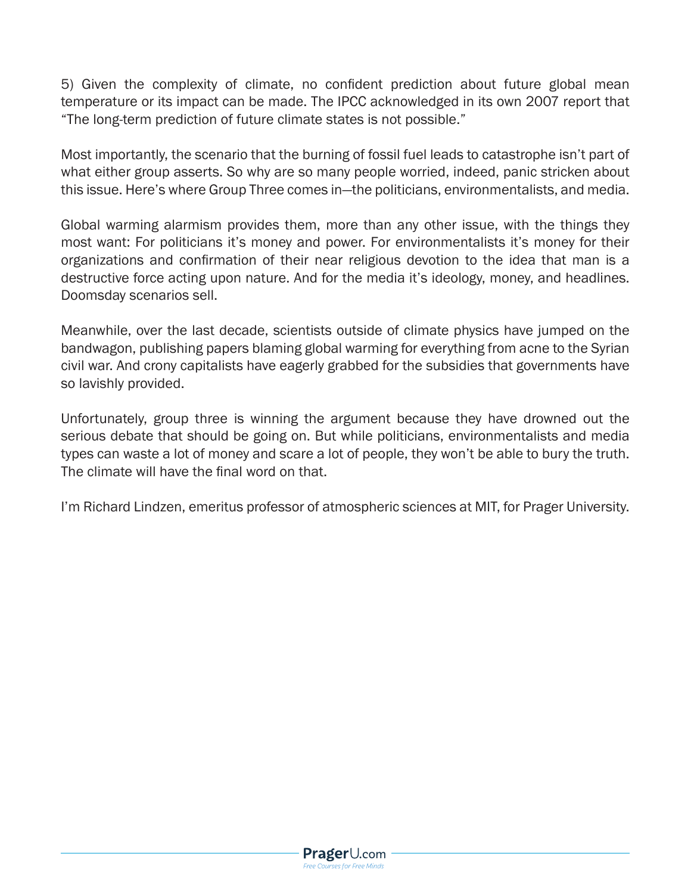5) Given the complexity of climate, no confident prediction about future global mean temperature or its impact can be made. The IPCC acknowledged in its own 2007 report that "The long-term prediction of future climate states is not possible."

Most importantly, the scenario that the burning of fossil fuel leads to catastrophe isn't part of what either group asserts. So why are so many people worried, indeed, panic stricken about this issue. Here's where Group Three comes in—the politicians, environmentalists, and media.

Global warming alarmism provides them, more than any other issue, with the things they most want: For politicians it's money and power. For environmentalists it's money for their organizations and confirmation of their near religious devotion to the idea that man is a destructive force acting upon nature. And for the media it's ideology, money, and headlines. Doomsday scenarios sell.

Meanwhile, over the last decade, scientists outside of climate physics have jumped on the bandwagon, publishing papers blaming global warming for everything from acne to the Syrian civil war. And crony capitalists have eagerly grabbed for the subsidies that governments have so lavishly provided.

Unfortunately, group three is winning the argument because they have drowned out the serious debate that should be going on. But while politicians, environmentalists and media types can waste a lot of money and scare a lot of people, they won't be able to bury the truth. The climate will have the final word on that.

I'm Richard Lindzen, emeritus professor of atmospheric sciences at MIT, for Prager University.